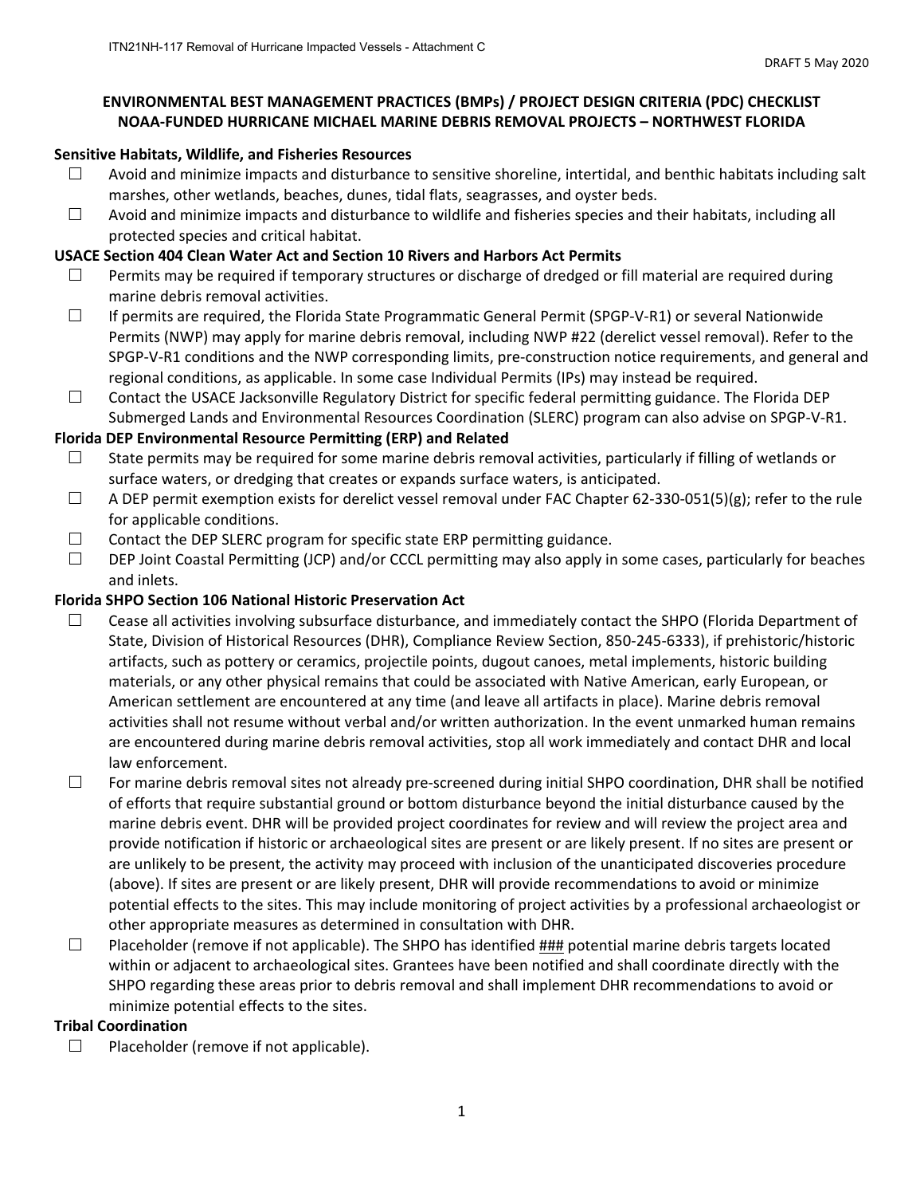DRAFT 5 May 2020

# ENVIRONMENTAL BEST MANAGEMENT PRACTICES (BMPs) / PROJECT DESIGN CRITERIA (PDC) CHECKLIST NOAA-FUNDED HURRICANE MICHAEL MARINE DEBRIS REMOVAL PROJECTS – NORTHWEST FLORIDA

**Sensitive Habitats, Wildlife, and Fisheries Resources**

- ☐ Avoid and minimize impacts and disturbance to sensitive shoreline, intertidal, and benthic habitats including salt marshes, other wetlands, beaches, dunes, tidal flats, seagrasses, and oyster beds.
- ☐ Avoid and minimize impacts and disturbance to wildlife and fisheries species and their habitats, including all protected species and critical habitat.

**USACE Section 404 Clean Water Act and Section 10 Rivers and Harbors Act Permits**

- ☐ Permits may be required if temporary structures or discharge of dredged or fill material are required during marine debris removal activities.
- ☐ If permits are required, the Florida State Programmatic General Permit (SPGP-V-R1) or several Nationwide Permits (NWP) may apply for marine debris removal, including NWP #22 (derelict vessel removal). Refer to the SPGP-V-R1 conditions and the NWP corresponding limits, pre-construction notice requirements, and general and regional conditions, as applicable. In some case Individual Permits (IPs) may instead be required.
- ☐ Contact the USACE Jacksonville Regulatory District for specific federal permitting guidance. The Florida DEP Submerged Lands and Environmental Resources Coordination (SLERC) program can also advise on SPGP-V-R1.

**Florida DEP Environmental Resource Permitting (ERP) and Related**

- ☐ State permits may be required for some marine debris removal activities, particularly if filling of wetlands or surface waters, or dredging that creates or expands surface waters, is anticipated.
- ☐ A DEP permit exemption exists for derelict vessel removal under FAC Chapter 62-330-051(5)(g); refer to the rule for applicable conditions.
- ☐ Contact the DEP SLERC program for specific state ERP permitting guidance.
- ☐ DEP Joint Coastal Permitting (JCP) and/or CCCL permitting may also apply in some cases, particularly for beaches and inlets.

**Florida SHPO Section 106 National Historic Preservation Act**

- ☐ Cease all activities involving subsurface disturbance, and immediately contact the SHPO (Florida Department of State, Division of Historical Resources (DHR), Compliance Review Section, 850-245-6333), if prehistoric/historic artifacts, such as pottery or ceramics, projectile points, dugout canoes, metal implements, historic building materials, or any other physical remains that could be associated with Native American, early European, or American settlement are encountered at any time (and leave all artifacts in place). Marine debris removal activities shall not resume without verbal and/or written authorization. In the event unmarked human remains are encountered during marine debris removal activities, stop all work immediately and contact DHR and local law enforcement.
- ☐ For marine debris removal sites not already pre-screened during initial SHPO coordination, DHR shall be notified of efforts that require substantial ground or bottom disturbance beyond the initial disturbance caused by the marine debris event. DHR will be provided project coordinates for review and will review the project area and provide notification if historic or archaeological sites are present or are likely present. If no sites are present or are unlikely to be present, the activity may proceed with inclusion of the unanticipated discoveries procedure (above). If sites are present or are likely present, DHR will provide recommendations to avoid or minimize potential effects to the sites. This may include monitoring of project activities by a professional archaeologist or other appropriate measures as determined in consultation with DHR.
- ☐ Placeholder (remove if not applicable). The SHPO has identified <u>###</u> potential marine debris targets located within or adjacent to archaeological sites. Grantees have been notified and shall coordinate directly with the SHPO regarding these areas prior to debris removal and shall implement DHR recommendations to avoid or minimize potential effects to the sites.

**Tribal Coordination**

- ☐ Placeholder (remove if not applicable).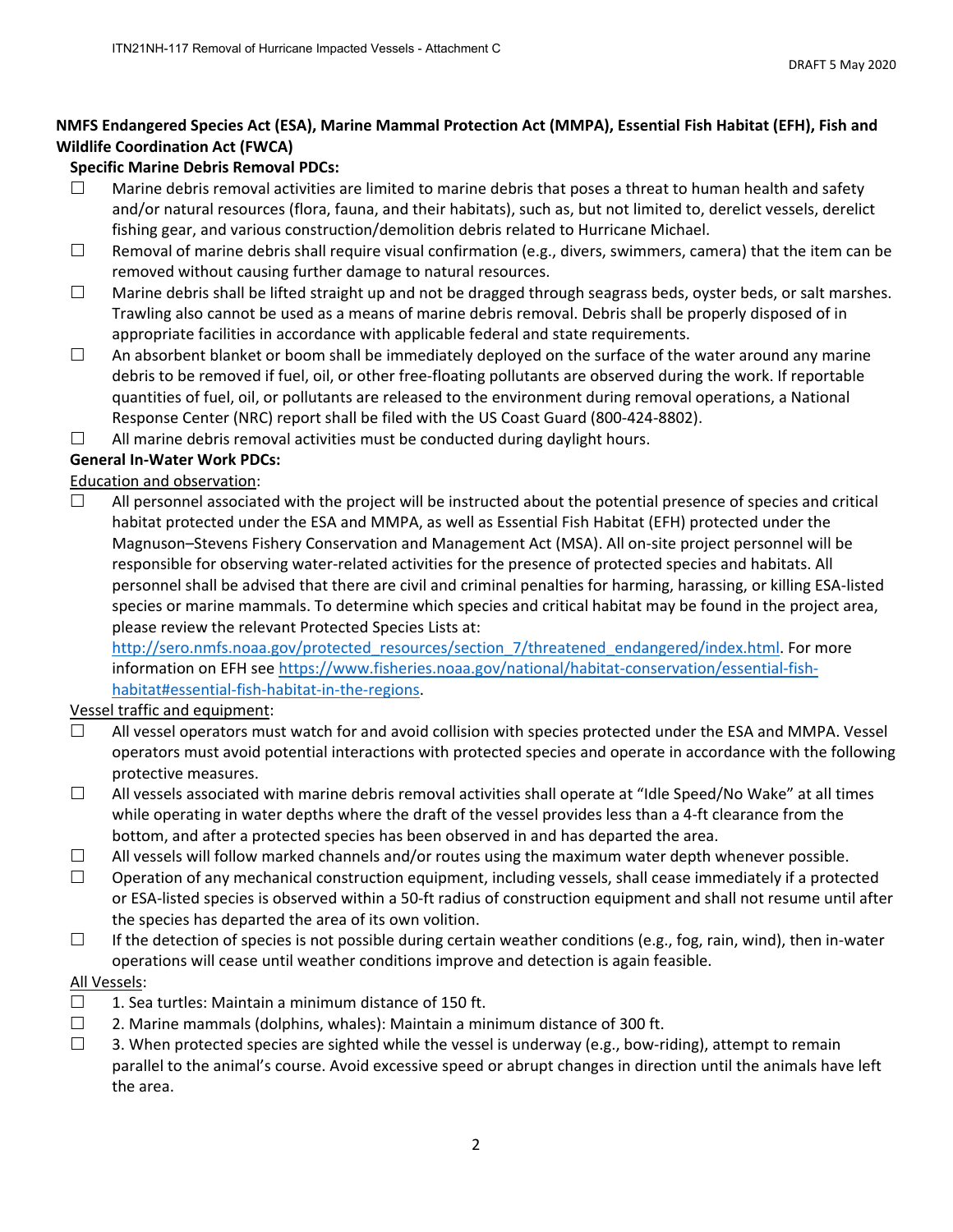## NMFS Endangered Species Act (ESA), Marine Mammal Protection Act (MMPA), Essential Fish Habitat (EFH), Fish and Wildlife Coordination Act (FWCA)

### Specific Marine Debris Removal PDCs:

- ☐ Marine debris removal activities are limited to marine debris that poses a threat to human health and safety and/or natural resources (flora, fauna, and their habitats), such as, but not limited to, derelict vessels, derelict fishing gear, and various construction/demolition debris related to Hurricane Michael.
- ☐ Removal of marine debris shall require visual confirmation (e.g., divers, swimmers, camera) that the item can be removed without causing further damage to natural resources.
- ☐ Marine debris shall be lifted straight up and not be dragged through seagrass beds, oyster beds, or salt marshes. Trawling also cannot be used as a means of marine debris removal. Debris shall be properly disposed of in appropriate facilities in accordance with applicable federal and state requirements.
- ☐ An absorbent blanket or boom shall be immediately deployed on the surface of the water around any marine debris to be removed if fuel, oil, or other free-floating pollutants are observed during the work. If reportable quantities of fuel, oil, or pollutants are released to the environment during removal operations, a National Response Center (NRC) report shall be filed with the US Coast Guard (800-424-8802).
- ☐ All marine debris removal activities must be conducted during daylight hours.

### General In-Water Work PDCs:

<u>Education and observation</u>:

- ☐ All personnel associated with the project will be instructed about the potential presence of species and critical habitat protected under the ESA and MMPA, as well as Essential Fish Habitat (EFH) protected under the Magnuson–Stevens Fishery Conservation and Management Act (MSA). All on-site project personnel will be responsible for observing water-related activities for the presence of protected species and habitats. All personnel shall be advised that there are civil and criminal penalties for harming, harassing, or killing ESA-listed species or marine mammals. To determine which species and critical habitat may be found in the project area, please review the relevant Protected Species Lists at: http://sero.nmfs.noaa.gov/protected_resources/section_7/threatened_endangered/index.html. For more information on EFH see https://www.fisheries.noaa.gov/national/habitat-conservation/essential-fish-habitat#essential-fish-habitat-in-the-regions.

<u>Vessel traffic and equipment</u>:

- ☐ All vessel operators must watch for and avoid collision with species protected under the ESA and MMPA. Vessel operators must avoid potential interactions with protected species and operate in accordance with the following protective measures.
- ☐ All vessels associated with marine debris removal activities shall operate at "Idle Speed/No Wake" at all times while operating in water depths where the draft of the vessel provides less than a 4-ft clearance from the bottom, and after a protected species has been observed in and has departed the area.
- ☐ All vessels will follow marked channels and/or routes using the maximum water depth whenever possible.
- ☐ Operation of any mechanical construction equipment, including vessels, shall cease immediately if a protected or ESA-listed species is observed within a 50-ft radius of construction equipment and shall not resume until after the species has departed the area of its own volition.
- ☐ If the detection of species is not possible during certain weather conditions (e.g., fog, rain, wind), then in-water operations will cease until weather conditions improve and detection is again feasible.

<u>All Vessels</u>:

- ☐ 1. Sea turtles: Maintain a minimum distance of 150 ft.
- ☐ 2. Marine mammals (dolphins, whales): Maintain a minimum distance of 300 ft.
- ☐ 3. When protected species are sighted while the vessel is underway (e.g., bow-riding), attempt to remain parallel to the animal's course. Avoid excessive speed or abrupt changes in direction until the animals have left the area.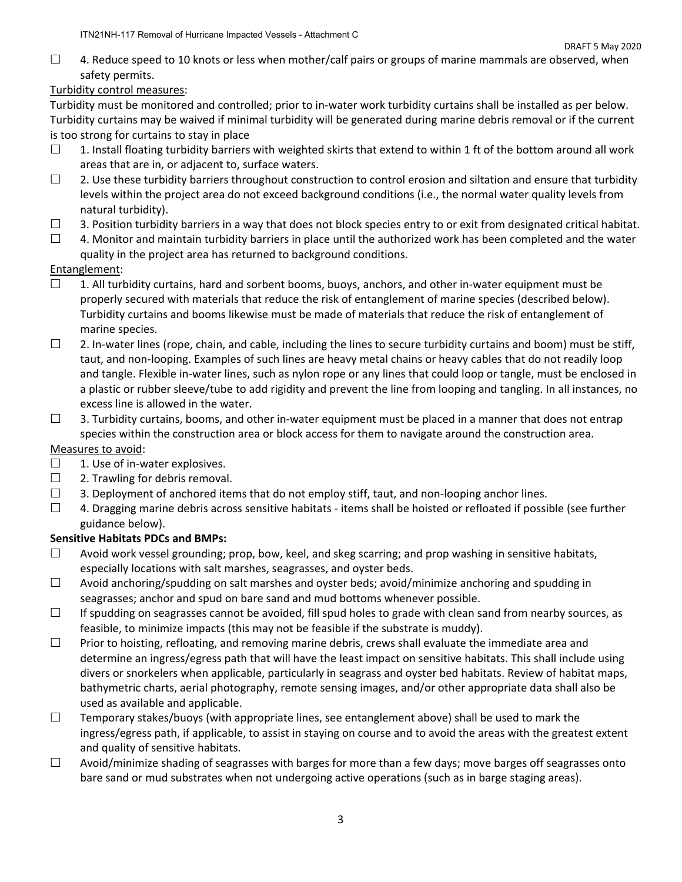☐ 4. Reduce speed to 10 knots or less when mother/calf pairs or groups of marine mammals are observed, when safety permits.

Turbidity control measures:

Turbidity must be monitored and controlled; prior to in-water work turbidity curtains shall be installed as per below. Turbidity curtains may be waived if minimal turbidity will be generated during marine debris removal or if the current is too strong for curtains to stay in place

☐ 1. Install floating turbidity barriers with weighted skirts that extend to within 1 ft of the bottom around all work areas that are in, or adjacent to, surface waters.

☐ 2. Use these turbidity barriers throughout construction to control erosion and siltation and ensure that turbidity levels within the project area do not exceed background conditions (i.e., the normal water quality levels from natural turbidity).

☐ 3. Position turbidity barriers in a way that does not block species entry to or exit from designated critical habitat.

☐ 4. Monitor and maintain turbidity barriers in place until the authorized work has been completed and the water quality in the project area has returned to background conditions.

Entanglement:

☐ 1. All turbidity curtains, hard and sorbent booms, buoys, anchors, and other in-water equipment must be properly secured with materials that reduce the risk of entanglement of marine species (described below). Turbidity curtains and booms likewise must be made of materials that reduce the risk of entanglement of marine species.

☐ 2. In-water lines (rope, chain, and cable, including the lines to secure turbidity curtains and boom) must be stiff, taut, and non-looping. Examples of such lines are heavy metal chains or heavy cables that do not readily loop and tangle. Flexible in-water lines, such as nylon rope or any lines that could loop or tangle, must be enclosed in a plastic or rubber sleeve/tube to add rigidity and prevent the line from looping and tangling. In all instances, no excess line is allowed in the water.

☐ 3. Turbidity curtains, booms, and other in-water equipment must be placed in a manner that does not entrap species within the construction area or block access for them to navigate around the construction area.

Measures to avoid:

☐ 1. Use of in-water explosives.

☐ 2. Trawling for debris removal.

☐ 3. Deployment of anchored items that do not employ stiff, taut, and non-looping anchor lines.

☐ 4. Dragging marine debris across sensitive habitats - items shall be hoisted or refloated if possible (see further guidance below).

**Sensitive Habitats PDCs and BMPs:**

☐ Avoid work vessel grounding; prop, bow, keel, and skeg scarring; and prop washing in sensitive habitats, especially locations with salt marshes, seagrasses, and oyster beds.

☐ Avoid anchoring/spudding on salt marshes and oyster beds; avoid/minimize anchoring and spudding in seagrasses; anchor and spud on bare sand and mud bottoms whenever possible.

☐ If spudding on seagrasses cannot be avoided, fill spud holes to grade with clean sand from nearby sources, as feasible, to minimize impacts (this may not be feasible if the substrate is muddy).

☐ Prior to hoisting, refloating, and removing marine debris, crews shall evaluate the immediate area and determine an ingress/egress path that will have the least impact on sensitive habitats. This shall include using divers or snorkelers when applicable, particularly in seagrass and oyster bed habitats. Review of habitat maps, bathymetric charts, aerial photography, remote sensing images, and/or other appropriate data shall also be used as available and applicable.

☐ Temporary stakes/buoys (with appropriate lines, see entanglement above) shall be used to mark the ingress/egress path, if applicable, to assist in staying on course and to avoid the areas with the greatest extent and quality of sensitive habitats.

☐ Avoid/minimize shading of seagrasses with barges for more than a few days; move barges off seagrasses onto bare sand or mud substrates when not undergoing active operations (such as in barge staging areas).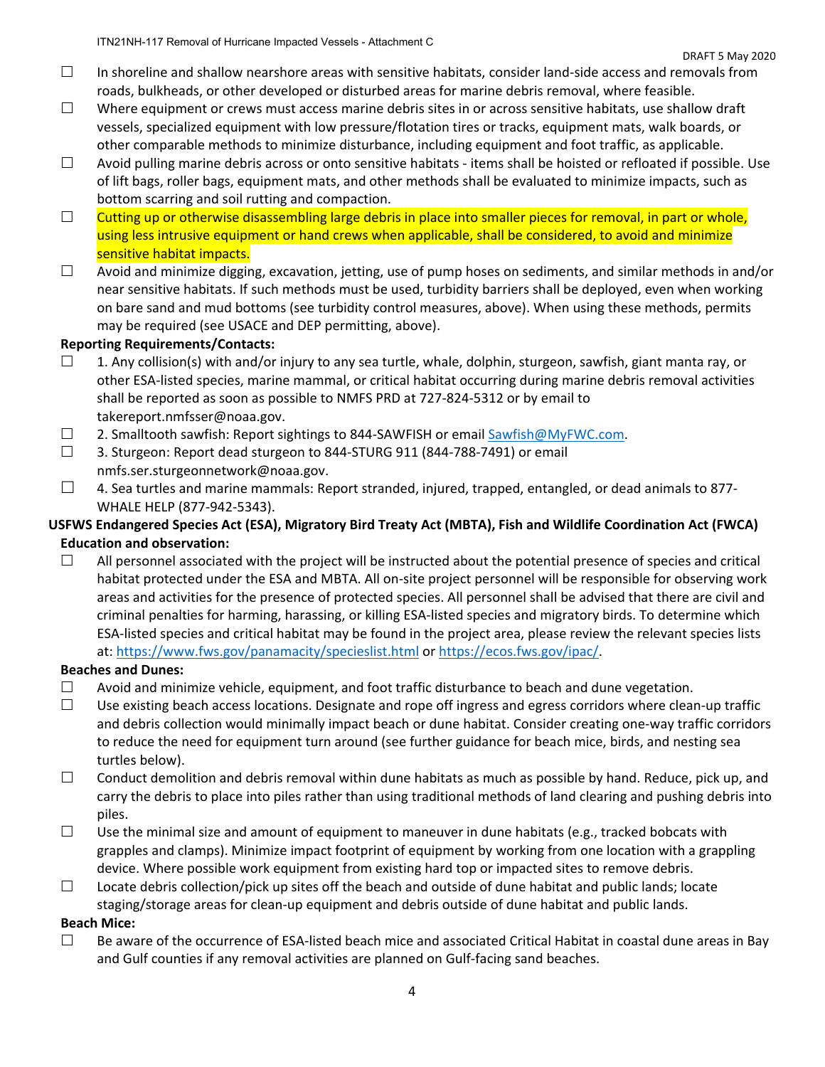- ☐ In shoreline and shallow nearshore areas with sensitive habitats, consider land-side access and removals from roads, bulkheads, or other developed or disturbed areas for marine debris removal, where feasible.
- ☐ Where equipment or crews must access marine debris sites in or across sensitive habitats, use shallow draft vessels, specialized equipment with low pressure/flotation tires or tracks, equipment mats, walk boards, or other comparable methods to minimize disturbance, including equipment and foot traffic, as applicable.
- ☐ Avoid pulling marine debris across or onto sensitive habitats - items shall be hoisted or refloated if possible. Use of lift bags, roller bags, equipment mats, and other methods shall be evaluated to minimize impacts, such as bottom scarring and soil rutting and compaction.
- ☐ Cutting up or otherwise disassembling large debris in place into smaller pieces for removal, in part or whole, using less intrusive equipment or hand crews when applicable, shall be considered, to avoid and minimize sensitive habitat impacts.
- ☐ Avoid and minimize digging, excavation, jetting, use of pump hoses on sediments, and similar methods in and/or near sensitive habitats. If such methods must be used, turbidity barriers shall be deployed, even when working on bare sand and mud bottoms (see turbidity control measures, above). When using these methods, permits may be required (see USACE and DEP permitting, above).

**Reporting Requirements/Contacts:**

- ☐ 1. Any collision(s) with and/or injury to any sea turtle, whale, dolphin, sturgeon, sawfish, giant manta ray, or other ESA-listed species, marine mammal, or critical habitat occurring during marine debris removal activities shall be reported as soon as possible to NMFS PRD at 727-824-5312 or by email to takereport.nmfsser@noaa.gov.
- ☐ 2. Smalltooth sawfish: Report sightings to 844-SAWFISH or email Sawfish@MyFWC.com.
- ☐ 3. Sturgeon: Report dead sturgeon to 844-STURG 911 (844-788-7491) or email nmfs.ser.sturgeonnetwork@noaa.gov.
- ☐ 4. Sea turtles and marine mammals: Report stranded, injured, trapped, entangled, or dead animals to 877-WHALE HELP (877-942-5343).

**USFWS Endangered Species Act (ESA), Migratory Bird Treaty Act (MBTA), Fish and Wildlife Coordination Act (FWCA)**

**Education and observation:**

- ☐ All personnel associated with the project will be instructed about the potential presence of species and critical habitat protected under the ESA and MBTA. All on-site project personnel will be responsible for observing work areas and activities for the presence of protected species. All personnel shall be advised that there are civil and criminal penalties for harming, harassing, or killing ESA-listed species and migratory birds. To determine which ESA-listed species and critical habitat may be found in the project area, please review the relevant species lists at: https://www.fws.gov/panamacity/specieslist.html or https://ecos.fws.gov/ipac/.

**Beaches and Dunes:**

- ☐ Avoid and minimize vehicle, equipment, and foot traffic disturbance to beach and dune vegetation.
- ☐ Use existing beach access locations. Designate and rope off ingress and egress corridors where clean-up traffic and debris collection would minimally impact beach or dune habitat. Consider creating one-way traffic corridors to reduce the need for equipment turn around (see further guidance for beach mice, birds, and nesting sea turtles below).
- ☐ Conduct demolition and debris removal within dune habitats as much as possible by hand. Reduce, pick up, and carry the debris to place into piles rather than using traditional methods of land clearing and pushing debris into piles.
- ☐ Use the minimal size and amount of equipment to maneuver in dune habitats (e.g., tracked bobcats with grapples and clamps). Minimize impact footprint of equipment by working from one location with a grappling device. Where possible work equipment from existing hard top or impacted sites to remove debris.
- ☐ Locate debris collection/pick up sites off the beach and outside of dune habitat and public lands; locate staging/storage areas for clean-up equipment and debris outside of dune habitat and public lands.

**Beach Mice:**

- ☐ Be aware of the occurrence of ESA-listed beach mice and associated Critical Habitat in coastal dune areas in Bay and Gulf counties if any removal activities are planned on Gulf-facing sand beaches.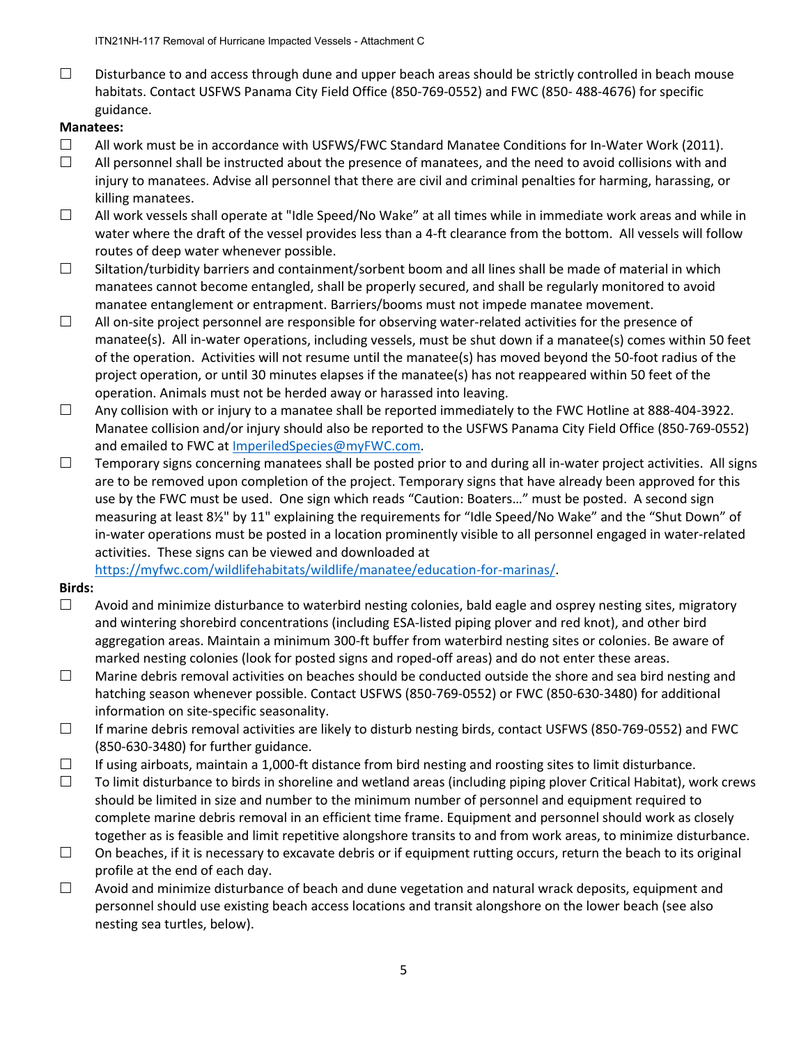☐ Disturbance to and access through dune and upper beach areas should be strictly controlled in beach mouse habitats. Contact USFWS Panama City Field Office (850-769-0552) and FWC (850- 488-4676) for specific guidance.

**Manatees:**

☐ All work must be in accordance with USFWS/FWC Standard Manatee Conditions for In-Water Work (2011).

☐ All personnel shall be instructed about the presence of manatees, and the need to avoid collisions with and injury to manatees. Advise all personnel that there are civil and criminal penalties for harming, harassing, or killing manatees.

☐ All work vessels shall operate at "Idle Speed/No Wake" at all times while in immediate work areas and while in water where the draft of the vessel provides less than a 4-ft clearance from the bottom. All vessels will follow routes of deep water whenever possible.

☐ Siltation/turbidity barriers and containment/sorbent boom and all lines shall be made of material in which manatees cannot become entangled, shall be properly secured, and shall be regularly monitored to avoid manatee entanglement or entrapment. Barriers/booms must not impede manatee movement.

☐ All on-site project personnel are responsible for observing water-related activities for the presence of manatee(s). All in-water operations, including vessels, must be shut down if a manatee(s) comes within 50 feet of the operation. Activities will not resume until the manatee(s) has moved beyond the 50-foot radius of the project operation, or until 30 minutes elapses if the manatee(s) has not reappeared within 50 feet of the operation. Animals must not be herded away or harassed into leaving.

☐ Any collision with or injury to a manatee shall be reported immediately to the FWC Hotline at 888-404-3922. Manatee collision and/or injury should also be reported to the USFWS Panama City Field Office (850-769-0552) and emailed to FWC at ImperiledSpecies@myFWC.com.

☐ Temporary signs concerning manatees shall be posted prior to and during all in-water project activities. All signs are to be removed upon completion of the project. Temporary signs that have already been approved for this use by the FWC must be used. One sign which reads "Caution: Boaters…" must be posted. A second sign measuring at least 8½" by 11" explaining the requirements for "Idle Speed/No Wake" and the "Shut Down" of in-water operations must be posted in a location prominently visible to all personnel engaged in water-related activities. These signs can be viewed and downloaded at https://myfwc.com/wildlifehabitats/wildlife/manatee/education-for-marinas/.

**Birds:**

☐ Avoid and minimize disturbance to waterbird nesting colonies, bald eagle and osprey nesting sites, migratory and wintering shorebird concentrations (including ESA-listed piping plover and red knot), and other bird aggregation areas. Maintain a minimum 300-ft buffer from waterbird nesting sites or colonies. Be aware of marked nesting colonies (look for posted signs and roped-off areas) and do not enter these areas.

☐ Marine debris removal activities on beaches should be conducted outside the shore and sea bird nesting and hatching season whenever possible. Contact USFWS (850-769-0552) or FWC (850-630-3480) for additional information on site-specific seasonality.

☐ If marine debris removal activities are likely to disturb nesting birds, contact USFWS (850-769-0552) and FWC (850-630-3480) for further guidance.

☐ If using airboats, maintain a 1,000-ft distance from bird nesting and roosting sites to limit disturbance.

☐ To limit disturbance to birds in shoreline and wetland areas (including piping plover Critical Habitat), work crews should be limited in size and number to the minimum number of personnel and equipment required to complete marine debris removal in an efficient time frame. Equipment and personnel should work as closely together as is feasible and limit repetitive alongshore transits to and from work areas, to minimize disturbance.

☐ On beaches, if it is necessary to excavate debris or if equipment rutting occurs, return the beach to its original profile at the end of each day.

☐ Avoid and minimize disturbance of beach and dune vegetation and natural wrack deposits, equipment and personnel should use existing beach access locations and transit alongshore on the lower beach (see also nesting sea turtles, below).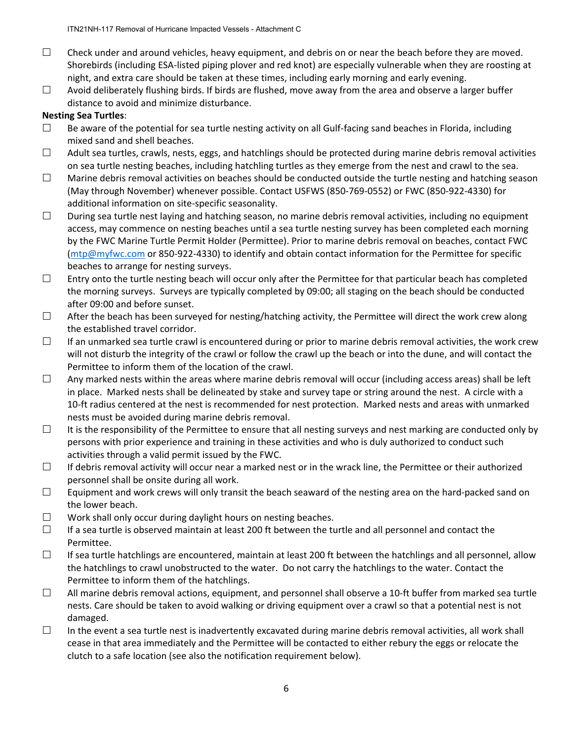- ☐ Check under and around vehicles, heavy equipment, and debris on or near the beach before they are moved. Shorebirds (including ESA-listed piping plover and red knot) are especially vulnerable when they are roosting at night, and extra care should be taken at these times, including early morning and early evening.
- ☐ Avoid deliberately flushing birds. If birds are flushed, move away from the area and observe a larger buffer distance to avoid and minimize disturbance.

**Nesting Sea Turtles**:

- ☐ Be aware of the potential for sea turtle nesting activity on all Gulf-facing sand beaches in Florida, including mixed sand and shell beaches.
- ☐ Adult sea turtles, crawls, nests, eggs, and hatchlings should be protected during marine debris removal activities on sea turtle nesting beaches, including hatchling turtles as they emerge from the nest and crawl to the sea.
- ☐ Marine debris removal activities on beaches should be conducted outside the turtle nesting and hatching season (May through November) whenever possible. Contact USFWS (850-769-0552) or FWC (850-922-4330) for additional information on site-specific seasonality.
- ☐ During sea turtle nest laying and hatching season, no marine debris removal activities, including no equipment access, may commence on nesting beaches until a sea turtle nesting survey has been completed each morning by the FWC Marine Turtle Permit Holder (Permittee). Prior to marine debris removal on beaches, contact FWC (mtp@myfwc.com or 850-922-4330) to identify and obtain contact information for the Permittee for specific beaches to arrange for nesting surveys.
- ☐ Entry onto the turtle nesting beach will occur only after the Permittee for that particular beach has completed the morning surveys. Surveys are typically completed by 09:00; all staging on the beach should be conducted after 09:00 and before sunset.
- ☐ After the beach has been surveyed for nesting/hatching activity, the Permittee will direct the work crew along the established travel corridor.
- ☐ If an unmarked sea turtle crawl is encountered during or prior to marine debris removal activities, the work crew will not disturb the integrity of the crawl or follow the crawl up the beach or into the dune, and will contact the Permittee to inform them of the location of the crawl.
- ☐ Any marked nests within the areas where marine debris removal will occur (including access areas) shall be left in place. Marked nests shall be delineated by stake and survey tape or string around the nest. A circle with a 10-ft radius centered at the nest is recommended for nest protection. Marked nests and areas with unmarked nests must be avoided during marine debris removal.
- ☐ It is the responsibility of the Permittee to ensure that all nesting surveys and nest marking are conducted only by persons with prior experience and training in these activities and who is duly authorized to conduct such activities through a valid permit issued by the FWC.
- ☐ If debris removal activity will occur near a marked nest or in the wrack line, the Permittee or their authorized personnel shall be onsite during all work.
- ☐ Equipment and work crews will only transit the beach seaward of the nesting area on the hard-packed sand on the lower beach.
- ☐ Work shall only occur during daylight hours on nesting beaches.
- ☐ If a sea turtle is observed maintain at least 200 ft between the turtle and all personnel and contact the Permittee.
- ☐ If sea turtle hatchlings are encountered, maintain at least 200 ft between the hatchlings and all personnel, allow the hatchlings to crawl unobstructed to the water. Do not carry the hatchlings to the water. Contact the Permittee to inform them of the hatchlings.
- ☐ All marine debris removal actions, equipment, and personnel shall observe a 10-ft buffer from marked sea turtle nests. Care should be taken to avoid walking or driving equipment over a crawl so that a potential nest is not damaged.
- ☐ In the event a sea turtle nest is inadvertently excavated during marine debris removal activities, all work shall cease in that area immediately and the Permittee will be contacted to either rebury the eggs or relocate the clutch to a safe location (see also the notification requirement below).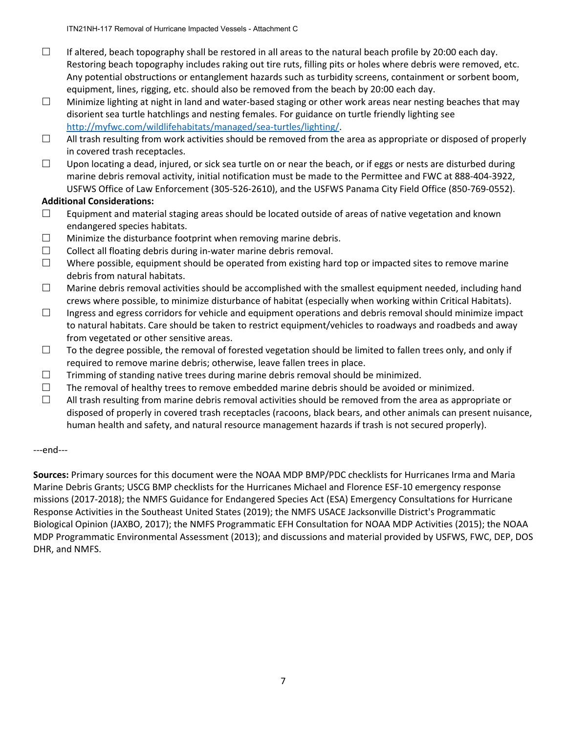- ☐ If altered, beach topography shall be restored in all areas to the natural beach profile by 20:00 each day. Restoring beach topography includes raking out tire ruts, filling pits or holes where debris were removed, etc. Any potential obstructions or entanglement hazards such as turbidity screens, containment or sorbent boom, equipment, lines, rigging, etc. should also be removed from the beach by 20:00 each day.
- ☐ Minimize lighting at night in land and water-based staging or other work areas near nesting beaches that may disorient sea turtle hatchlings and nesting females. For guidance on turtle friendly lighting see [http://myfwc.com/wildlifehabitats/managed/sea-turtles/lighting/](http://myfwc.com/wildlifehabitats/managed/sea-turtles/lighting/).
- ☐ All trash resulting from work activities should be removed from the area as appropriate or disposed of properly in covered trash receptacles.
- ☐ Upon locating a dead, injured, or sick sea turtle on or near the beach, or if eggs or nests are disturbed during marine debris removal activity, initial notification must be made to the Permittee and FWC at 888-404-3922, USFWS Office of Law Enforcement (305-526-2610), and the USFWS Panama City Field Office (850-769-0552).

**Additional Considerations:**

- ☐ Equipment and material staging areas should be located outside of areas of native vegetation and known endangered species habitats.
- ☐ Minimize the disturbance footprint when removing marine debris.
- ☐ Collect all floating debris during in-water marine debris removal.
- ☐ Where possible, equipment should be operated from existing hard top or impacted sites to remove marine debris from natural habitats.
- ☐ Marine debris removal activities should be accomplished with the smallest equipment needed, including hand crews where possible, to minimize disturbance of habitat (especially when working within Critical Habitats).
- ☐ Ingress and egress corridors for vehicle and equipment operations and debris removal should minimize impact to natural habitats. Care should be taken to restrict equipment/vehicles to roadways and roadbeds and away from vegetated or other sensitive areas.
- ☐ To the degree possible, the removal of forested vegetation should be limited to fallen trees only, and only if required to remove marine debris; otherwise, leave fallen trees in place.
- ☐ Trimming of standing native trees during marine debris removal should be minimized.
- ☐ The removal of healthy trees to remove embedded marine debris should be avoided or minimized.
- ☐ All trash resulting from marine debris removal activities should be removed from the area as appropriate or disposed of properly in covered trash receptacles (racoons, black bears, and other animals can present nuisance, human health and safety, and natural resource management hazards if trash is not secured properly).

---end---

**Sources:** Primary sources for this document were the NOAA MDP BMP/PDC checklists for Hurricanes Irma and Maria Marine Debris Grants; USCG BMP checklists for the Hurricanes Michael and Florence ESF-10 emergency response missions (2017-2018); the NMFS Guidance for Endangered Species Act (ESA) Emergency Consultations for Hurricane Response Activities in the Southeast United States (2019); the NMFS USACE Jacksonville District's Programmatic Biological Opinion (JAXBO, 2017); the NMFS Programmatic EFH Consultation for NOAA MDP Activities (2015); the NOAA MDP Programmatic Environmental Assessment (2013); and discussions and material provided by USFWS, FWC, DEP, DOS DHR, and NMFS.